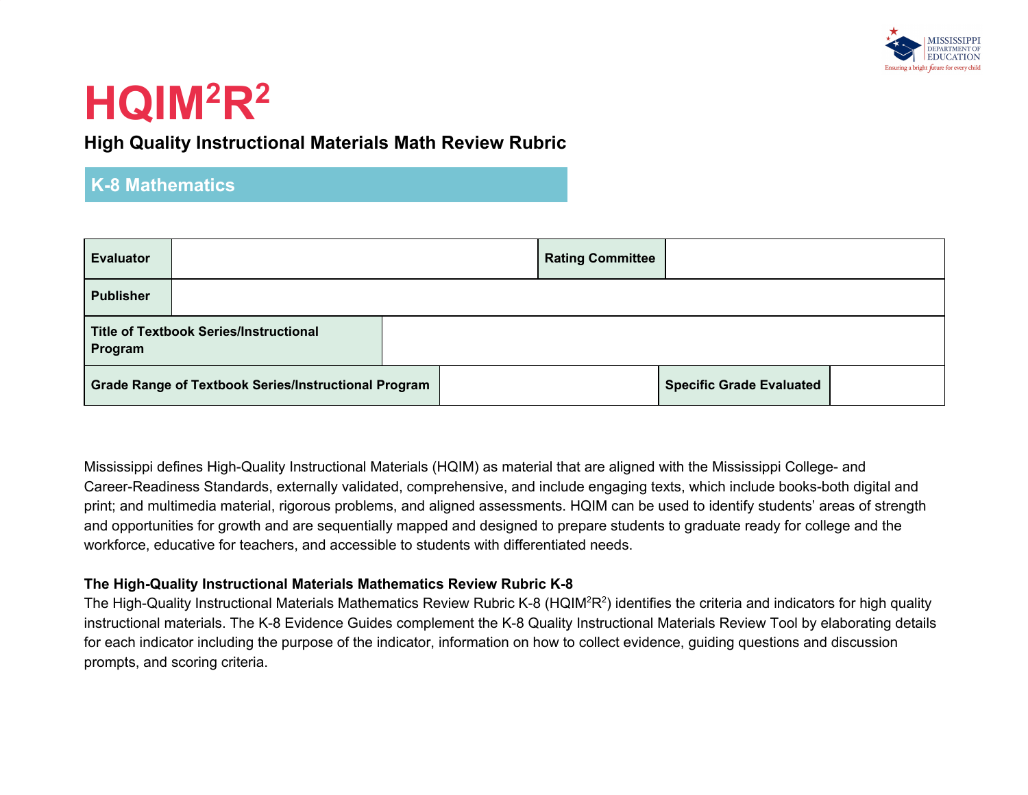# HQIM$^2$R$^2$

**High Quality Instructional Materials Math Review Rubric**

## K-8 Mathematics

| Evaluator | | Rating Committee | |
|---|---|---|---|
| **Publisher** | | | |
| **Title of Textbook Series/Instructional Program** | | | |
| **Grade Range of Textbook Series/Instructional Program** | | **Specific Grade Evaluated** | |

Mississippi defines High-Quality Instructional Materials (HQIM) as material that are aligned with the Mississippi College- and Career-Readiness Standards, externally validated, comprehensive, and include engaging texts, which include books-both digital and print; and multimedia material, rigorous problems, and aligned assessments. HQIM can be used to identify students' areas of strength and opportunities for growth and are sequentially mapped and designed to prepare students to graduate ready for college and the workforce, educative for teachers, and accessible to students with differentiated needs.

**The High-Quality Instructional Materials Mathematics Review Rubric K-8**

The High-Quality Instructional Materials Mathematics Review Rubric K-8 (HQIM$^2$R$^2$) identifies the criteria and indicators for high quality instructional materials. The K-8 Evidence Guides complement the K-8 Quality Instructional Materials Review Tool by elaborating details for each indicator including the purpose of the indicator, information on how to collect evidence, guiding questions and discussion prompts, and scoring criteria.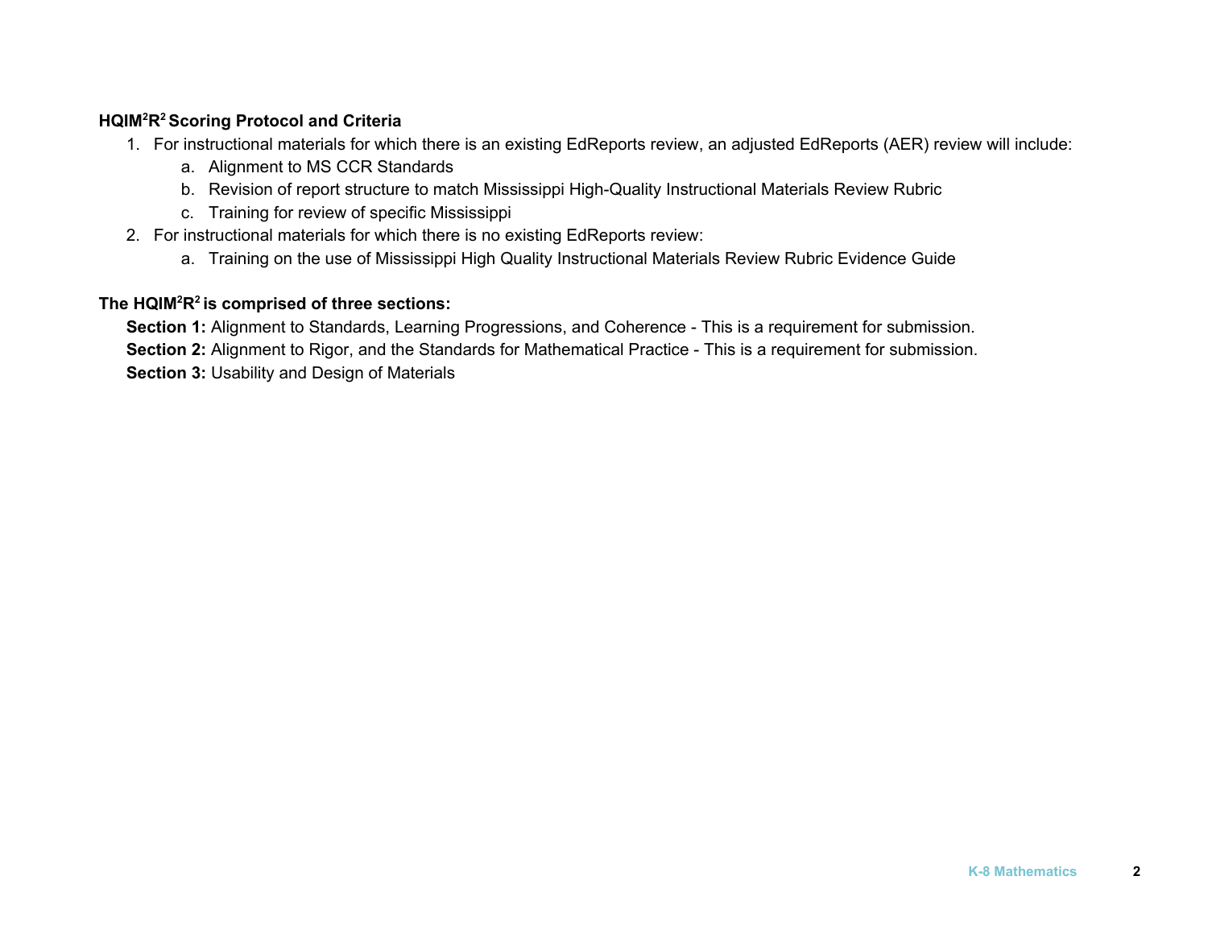**HQIM$^2$R$^2$ Scoring Protocol and Criteria**

1. For instructional materials for which there is an existing EdReports review, an adjusted EdReports (AER) review will include:
    a. Alignment to MS CCR Standards
    b. Revision of report structure to match Mississippi High-Quality Instructional Materials Review Rubric
    c. Training for review of specific Mississippi
2. For instructional materials for which there is no existing EdReports review:
    a. Training on the use of Mississippi High Quality Instructional Materials Review Rubric Evidence Guide

**The HQIM$^2$R$^2$ is comprised of three sections:**

**Section 1:** Alignment to Standards, Learning Progressions, and Coherence - This is a requirement for submission.
**Section 2:** Alignment to Rigor, and the Standards for Mathematical Practice - This is a requirement for submission.
**Section 3:** Usability and Design of Materials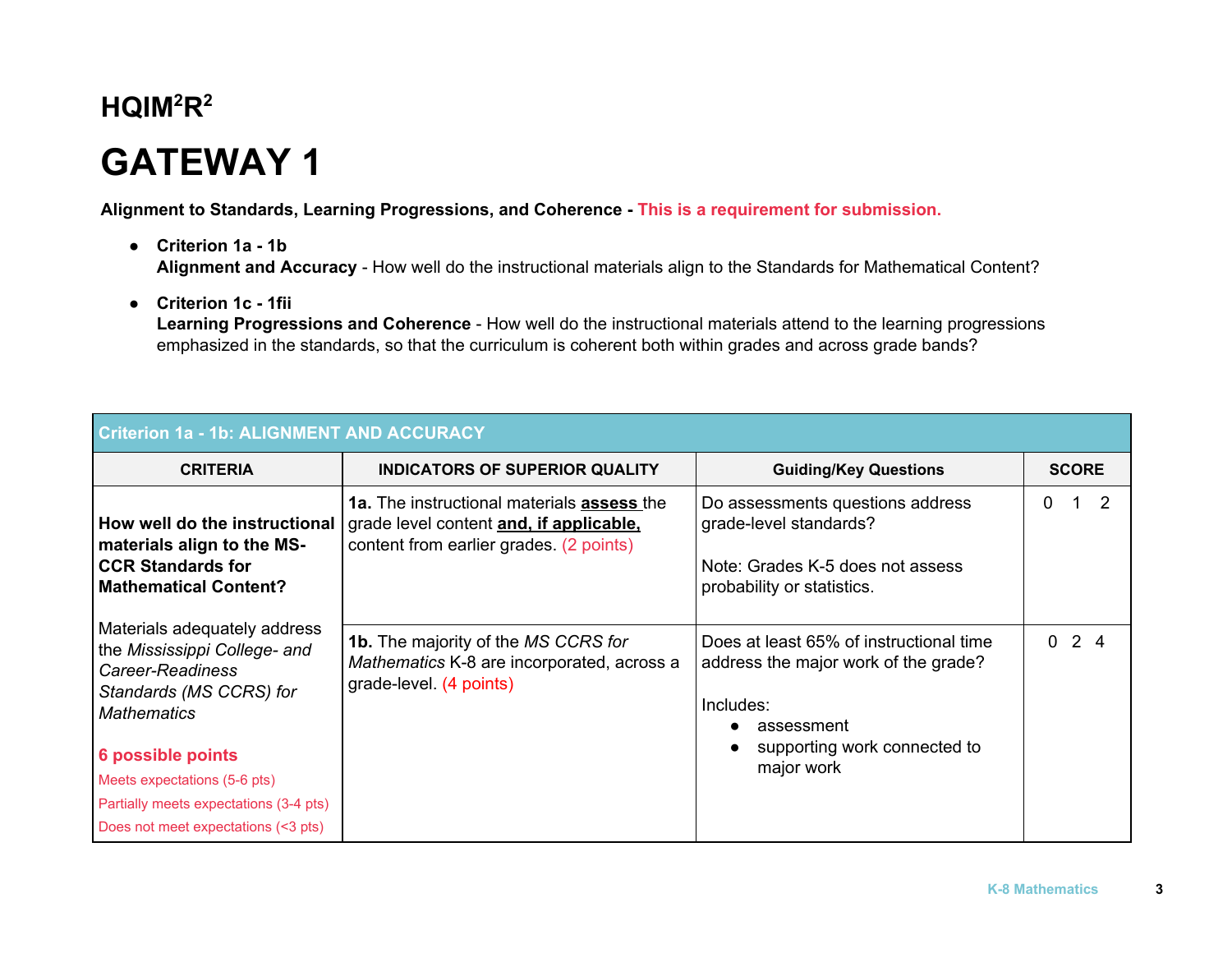# HQIM$^2$R$^2$

# GATEWAY 1

**Alignment to Standards, Learning Progressions, and Coherence - This is a requirement for submission.**

- **Criterion 1a - 1b**
  **Alignment and Accuracy** - How well do the instructional materials align to the Standards for Mathematical Content?
- **Criterion 1c - 1fii**
  **Learning Progressions and Coherence** - How well do the instructional materials attend to the learning progressions emphasized in the standards, so that the curriculum is coherent both within grades and across grade bands?

| Criterion 1a - 1b: ALIGNMENT AND ACCURACY | | | |
|---|---|---|---|
| **CRITERIA** | **INDICATORS OF SUPERIOR QUALITY** | **Guiding/Key Questions** | **SCORE** |
| **How well do the instructional materials align to the MS-CCR Standards for Mathematical Content?**<br><br>Materials adequately address the *Mississippi College- and Career-Readiness Standards (MS CCRS) for Mathematics*<br><br>**6 possible points**<br>Meets expectations (5-6 pts)<br>Partially meets expectations (3-4 pts)<br>Does not meet expectations (<3 pts) | **1a.** The instructional materials **assess** the grade level content **and, if applicable,** content from earlier grades. (2 points) | Do assessments questions address grade-level standards?<br><br>Note: Grades K-5 does not assess probability or statistics. | 0 1 2 |
| | **1b.** The majority of the *MS CCRS for Mathematics* K-8 are incorporated, across a grade-level. (4 points) | Does at least 65% of instructional time address the major work of the grade?<br><br>Includes:<br>• assessment<br>• supporting work connected to major work | 0 2 4 |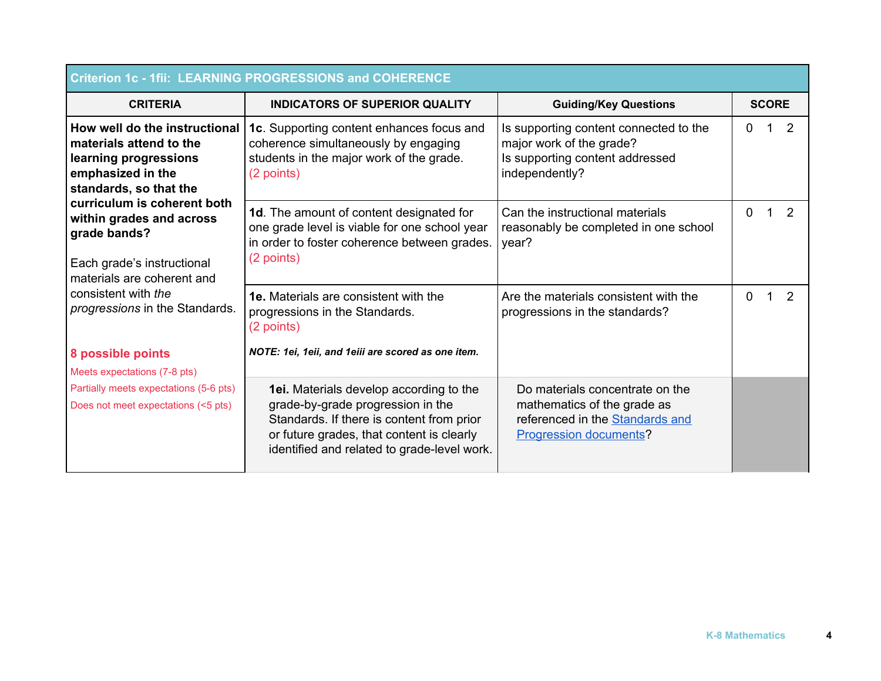| Criterion 1c - 1fii: LEARNING PROGRESSIONS and COHERENCE | | | |
|---|---|---|---|
| **CRITERIA** | **INDICATORS OF SUPERIOR QUALITY** | **Guiding/Key Questions** | **SCORE** |
| **How well do the instructional materials attend to the learning progressions emphasized in the standards, so that the curriculum is coherent both within grades and across grade bands?**<br><br>Each grade's instructional materials are coherent and consistent with *the progressions* in the Standards.<br><br>**8 possible points**<br>Meets expectations (7-8 pts)<br>Partially meets expectations (5-6 pts)<br>Does not meet expectations (<5 pts) | **1c**. Supporting content enhances focus and coherence simultaneously by engaging students in the major work of the grade. (2 points) | Is supporting content connected to the major work of the grade?<br>Is supporting content addressed independently? | 0 1 2 |
| | **1d**. The amount of content designated for one grade level is viable for one school year in order to foster coherence between grades. (2 points) | Can the instructional materials reasonably be completed in one school year? | 0 1 2 |
| | **1e.** Materials are consistent with the progressions in the Standards. (2 points)<br><br>***NOTE: 1ei, 1eii, and 1eiii are scored as one item.*** | Are the materials consistent with the progressions in the standards? | 0 1 2 |
| | **1ei.** Materials develop according to the grade-by-grade progression in the Standards. If there is content from prior or future grades, that content is clearly identified and related to grade-level work. | Do materials concentrate on the mathematics of the grade as referenced in the Standards and Progression documents? | |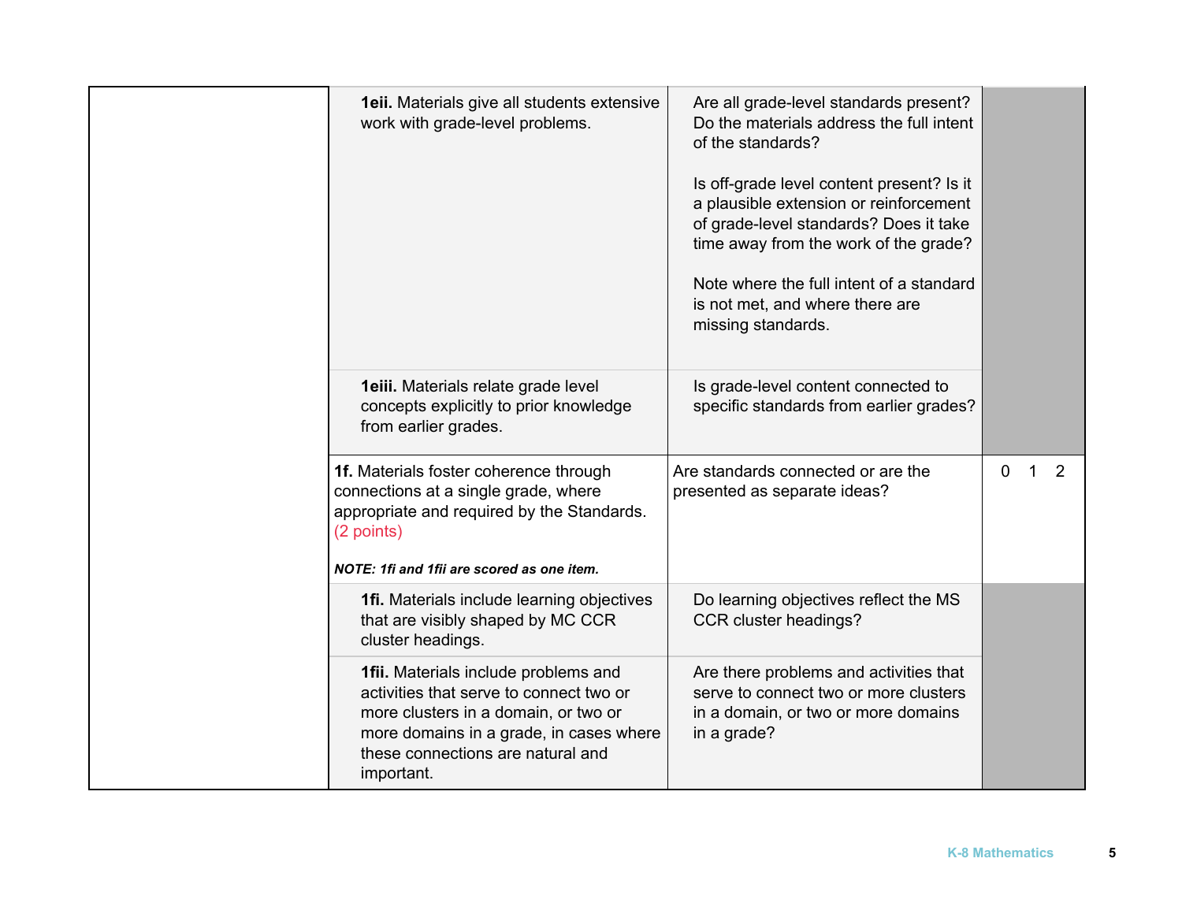| | | | |
|---|---|---|---|
| | **1eii.** Materials give all students extensive work with grade-level problems. | Are all grade-level standards present? Do the materials address the full intent of the standards?<br><br>Is off-grade level content present? Is it a plausible extension or reinforcement of grade-level standards? Does it take time away from the work of the grade?<br><br>Note where the full intent of a standard is not met, and where there are missing standards. | |
| | **1eiii.** Materials relate grade level concepts explicitly to prior knowledge from earlier grades. | Is grade-level content connected to specific standards from earlier grades? | |
| | **1f.** Materials foster coherence through connections at a single grade, where appropriate and required by the Standards. (2 points)<br><br>***NOTE: 1fi and 1fii are scored as one item.*** | Are standards connected or are the presented as separate ideas? | 0 1 2 |
| | **1fi.** Materials include learning objectives that are visibly shaped by MC CCR cluster headings. | Do learning objectives reflect the MS CCR cluster headings? | |
| | **1fii.** Materials include problems and activities that serve to connect two or more clusters in a domain, or two or more domains in a grade, in cases where these connections are natural and important. | Are there problems and activities that serve to connect two or more clusters in a domain, or two or more domains in a grade? | |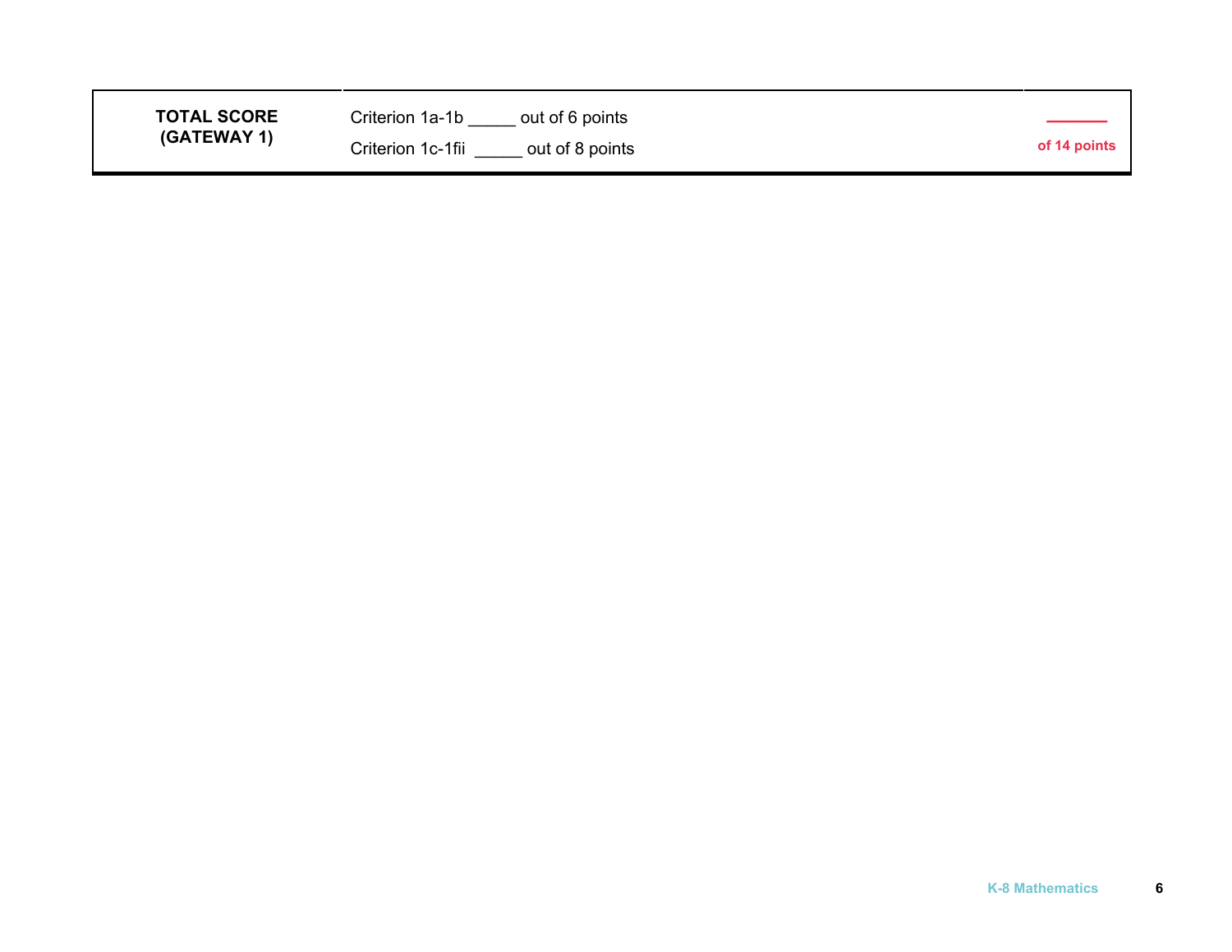| TOTAL SCORE (GATEWAY 1) | Criterion 1a-1b _____ out of 6 points<br>Criterion 1c-1fii _____ out of 8 points | _______<br>**of 14 points** |
| --- | --- | --- |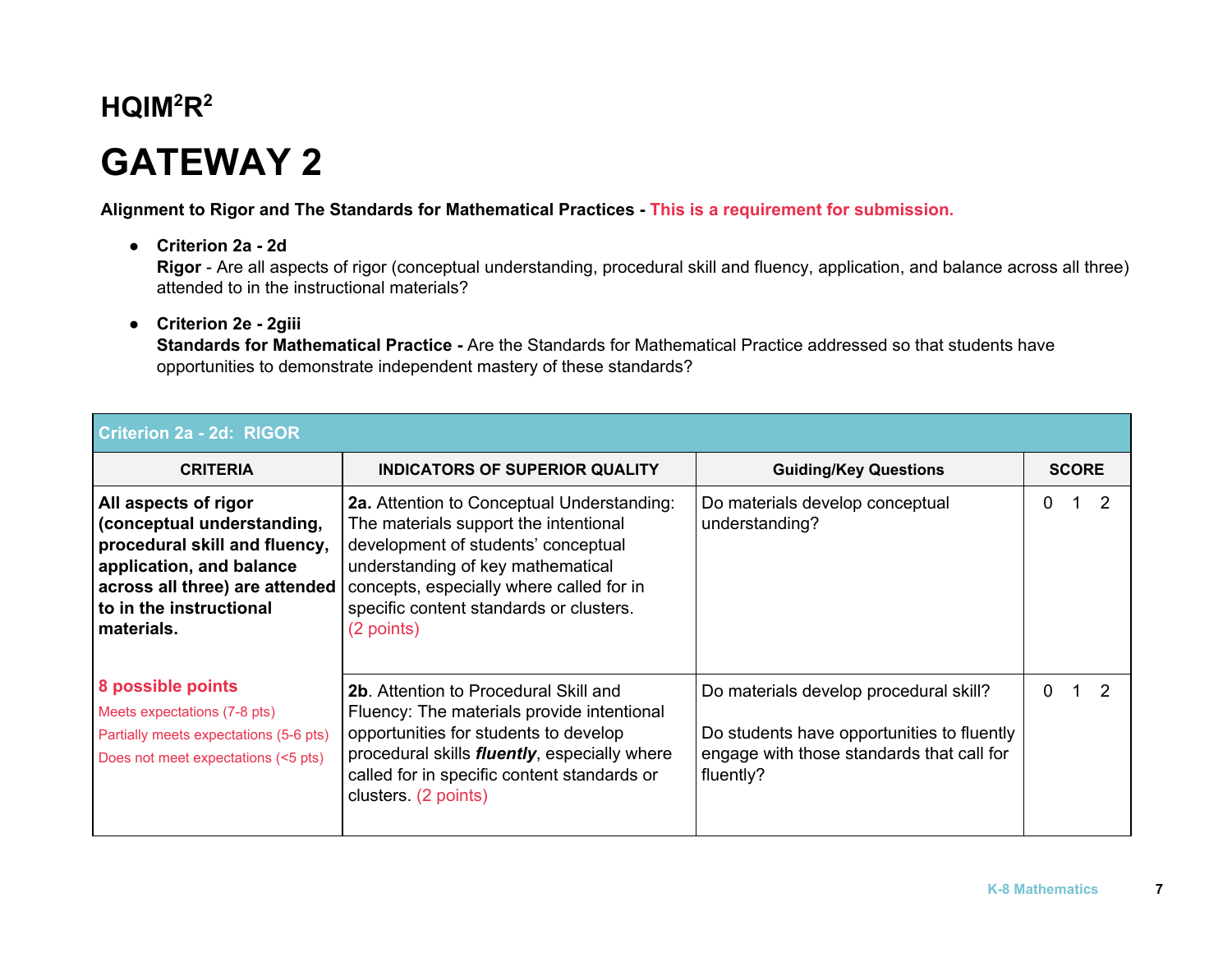# HQIM$^2$R$^2$

# GATEWAY 2

**Alignment to Rigor and The Standards for Mathematical Practices - This is a requirement for submission.**

- **Criterion 2a - 2d**
  **Rigor** - Are all aspects of rigor (conceptual understanding, procedural skill and fluency, application, and balance across all three) attended to in the instructional materials?

- **Criterion 2e - 2giii**
  **Standards for Mathematical Practice -** Are the Standards for Mathematical Practice addressed so that students have opportunities to demonstrate independent mastery of these standards?

| Criterion 2a - 2d: RIGOR | | | |
|---|---|---|---|
| **CRITERIA** | **INDICATORS OF SUPERIOR QUALITY** | **Guiding/Key Questions** | **SCORE** |
| **All aspects of rigor (conceptual understanding, procedural skill and fluency, application, and balance across all three) are attended to in the instructional materials.**<br><br>**8 possible points**<br>Meets expectations (7-8 pts)<br>Partially meets expectations (5-6 pts)<br>Does not meet expectations (<5 pts) | **2a.** Attention to Conceptual Understanding: The materials support the intentional development of students' conceptual understanding of key mathematical concepts, especially where called for in specific content standards or clusters. (2 points) | Do materials develop conceptual understanding? | 0 1 2 |
| | **2b**. Attention to Procedural Skill and Fluency: The materials provide intentional opportunities for students to develop procedural skills ***fluently***, especially where called for in specific content standards or clusters. (2 points) | Do materials develop procedural skill?<br><br>Do students have opportunities to fluently engage with those standards that call for fluently? | 0 1 2 |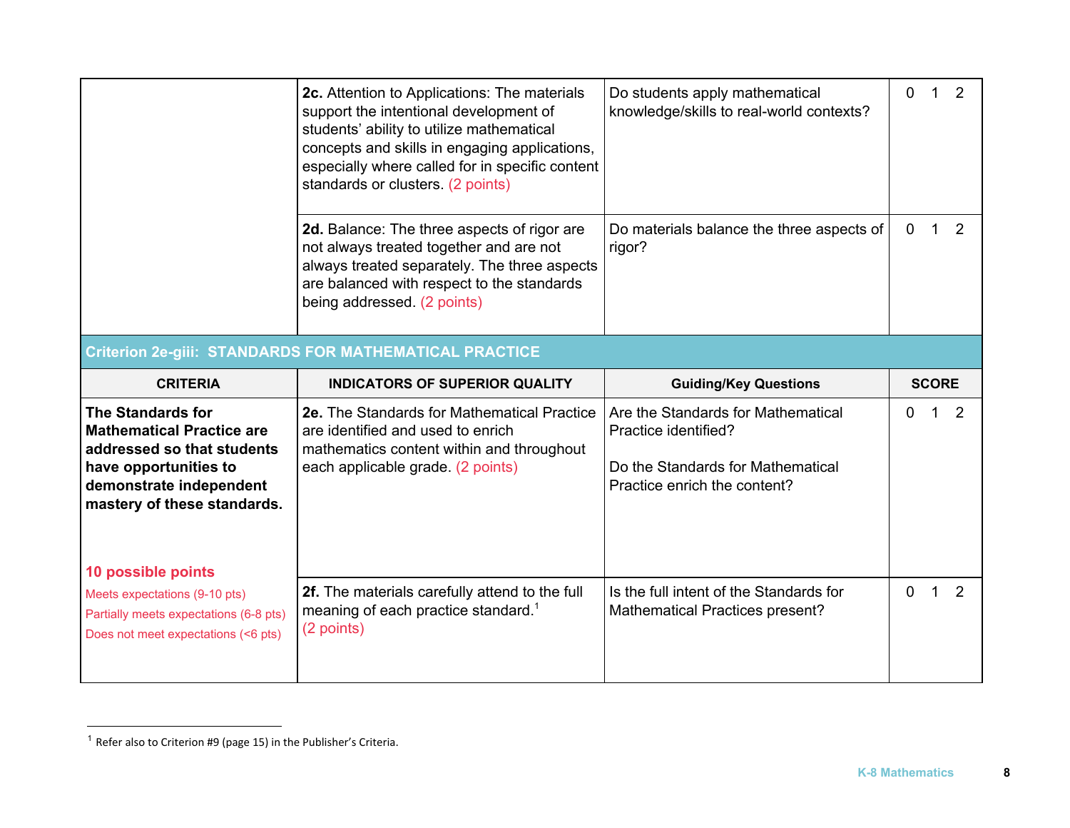| | | | |
|---|---|---|---|
| | **2c.** Attention to Applications: The materials support the intentional development of students' ability to utilize mathematical concepts and skills in engaging applications, especially where called for in specific content standards or clusters. (2 points) | Do students apply mathematical knowledge/skills to real-world contexts? | 0 1 2 |
| | **2d.** Balance: The three aspects of rigor are not always treated together and are not always treated separately. The three aspects are balanced with respect to the standards being addressed. (2 points) | Do materials balance the three aspects of rigor? | 0 1 2 |

## Criterion 2e-giii: STANDARDS FOR MATHEMATICAL PRACTICE

| CRITERIA | INDICATORS OF SUPERIOR QUALITY | Guiding/Key Questions | SCORE |
|---|---|---|---|
| **The Standards for Mathematical Practice are addressed so that students have opportunities to demonstrate independent mastery of these standards.**<br><br>**10 possible points**<br>Meets expectations (9-10 pts)<br>Partially meets expectations (6-8 pts)<br>Does not meet expectations (<6 pts) | **2e.** The Standards for Mathematical Practice are identified and used to enrich mathematics content within and throughout each applicable grade. (2 points) | Are the Standards for Mathematical Practice identified?<br><br>Do the Standards for Mathematical Practice enrich the content? | 0 1 2 |
| | **2f.** The materials carefully attend to the full meaning of each practice standard.[1] (2 points) | Is the full intent of the Standards for Mathematical Practices present? | 0 1 2 |

[1] Refer also to Criterion #9 (page 15) in the Publisher's Criteria.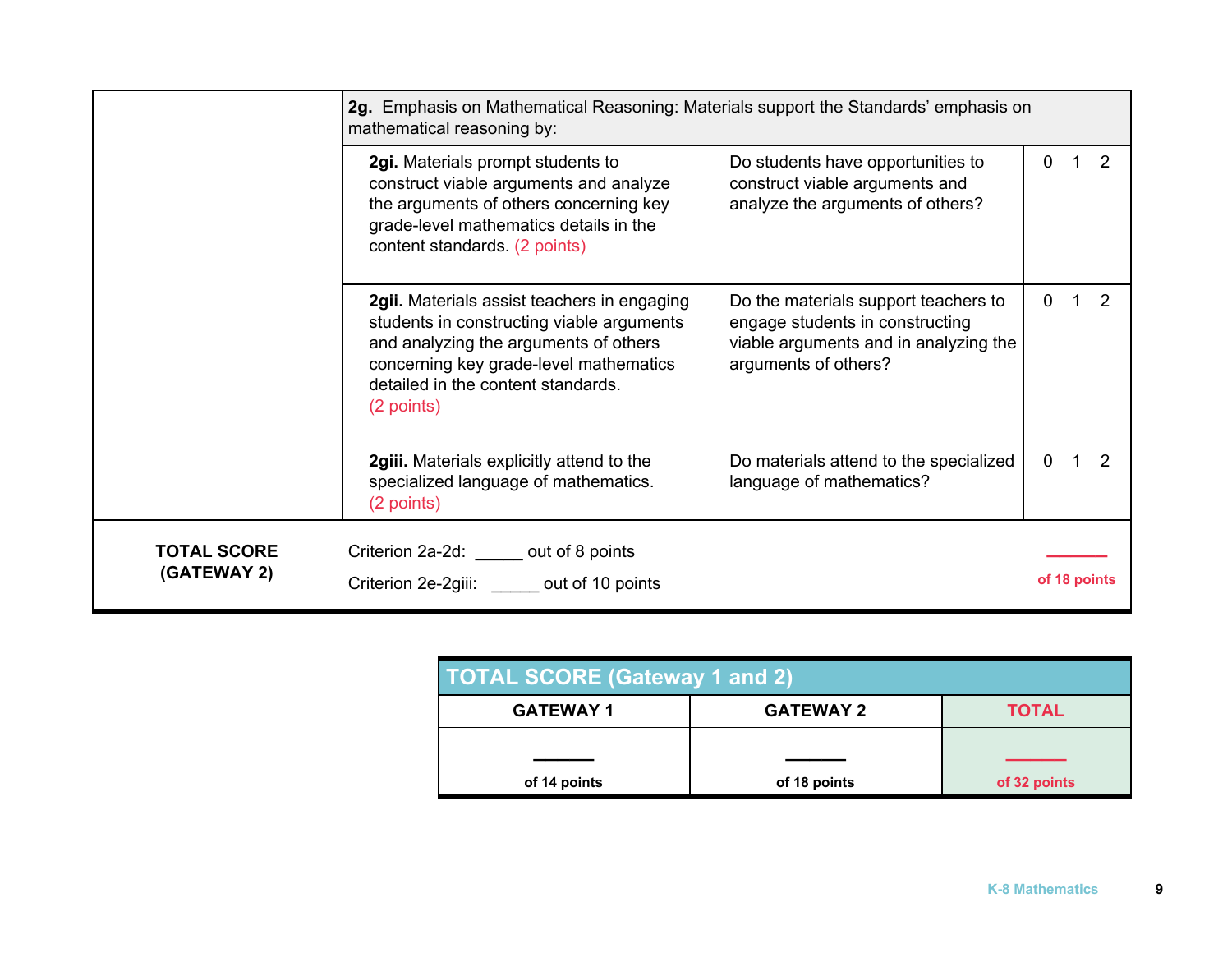| | | | |
|---|---|---|---|
| | **2g.** Emphasis on Mathematical Reasoning: Materials support the Standards' emphasis on mathematical reasoning by: | | |
| | **2gi.** Materials prompt students to construct viable arguments and analyze the arguments of others concerning key grade-level mathematics details in the content standards. (2 points) | Do students have opportunities to construct viable arguments and analyze the arguments of others? | 0 1 2 |
| | **2gii.** Materials assist teachers in engaging students in constructing viable arguments and analyzing the arguments of others concerning key grade-level mathematics detailed in the content standards. (2 points) | Do the materials support teachers to engage students in constructing viable arguments and in analyzing the arguments of others? | 0 1 2 |
| | **2giii.** Materials explicitly attend to the specialized language of mathematics. (2 points) | Do materials attend to the specialized language of mathematics? | 0 1 2 |
| **TOTAL SCORE (GATEWAY 2)** | Criterion 2a-2d: _____ out of 8 points<br>Criterion 2e-2giii: _____ out of 10 points | | _____ of 18 points |

| TOTAL SCORE (Gateway 1 and 2) | | |
|---|---|---|
| **GATEWAY 1** | **GATEWAY 2** | **TOTAL** |
| _____ of 14 points | _____ of 18 points | _____ of 32 points |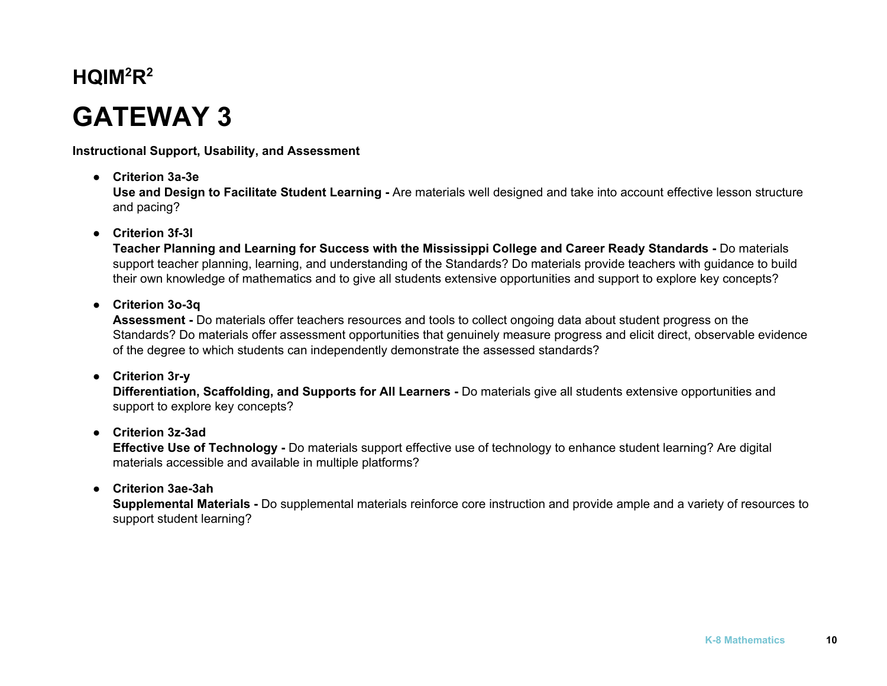**HQIM[2]R[2]**

# GATEWAY 3

**Instructional Support, Usability, and Assessment**

- **Criterion 3a-3e**
  **Use and Design to Facilitate Student Learning -** Are materials well designed and take into account effective lesson structure and pacing?

- **Criterion 3f-3l**
  **Teacher Planning and Learning for Success with the Mississippi College and Career Ready Standards -** Do materials support teacher planning, learning, and understanding of the Standards? Do materials provide teachers with guidance to build their own knowledge of mathematics and to give all students extensive opportunities and support to explore key concepts?

- **Criterion 3o-3q**
  **Assessment -** Do materials offer teachers resources and tools to collect ongoing data about student progress on the Standards? Do materials offer assessment opportunities that genuinely measure progress and elicit direct, observable evidence of the degree to which students can independently demonstrate the assessed standards?

- **Criterion 3r-y**
  **Differentiation, Scaffolding, and Supports for All Learners -** Do materials give all students extensive opportunities and support to explore key concepts?

- **Criterion 3z-3ad**
  **Effective Use of Technology -** Do materials support effective use of technology to enhance student learning? Are digital materials accessible and available in multiple platforms?

- **Criterion 3ae-3ah**
  **Supplemental Materials -** Do supplemental materials reinforce core instruction and provide ample and a variety of resources to support student learning?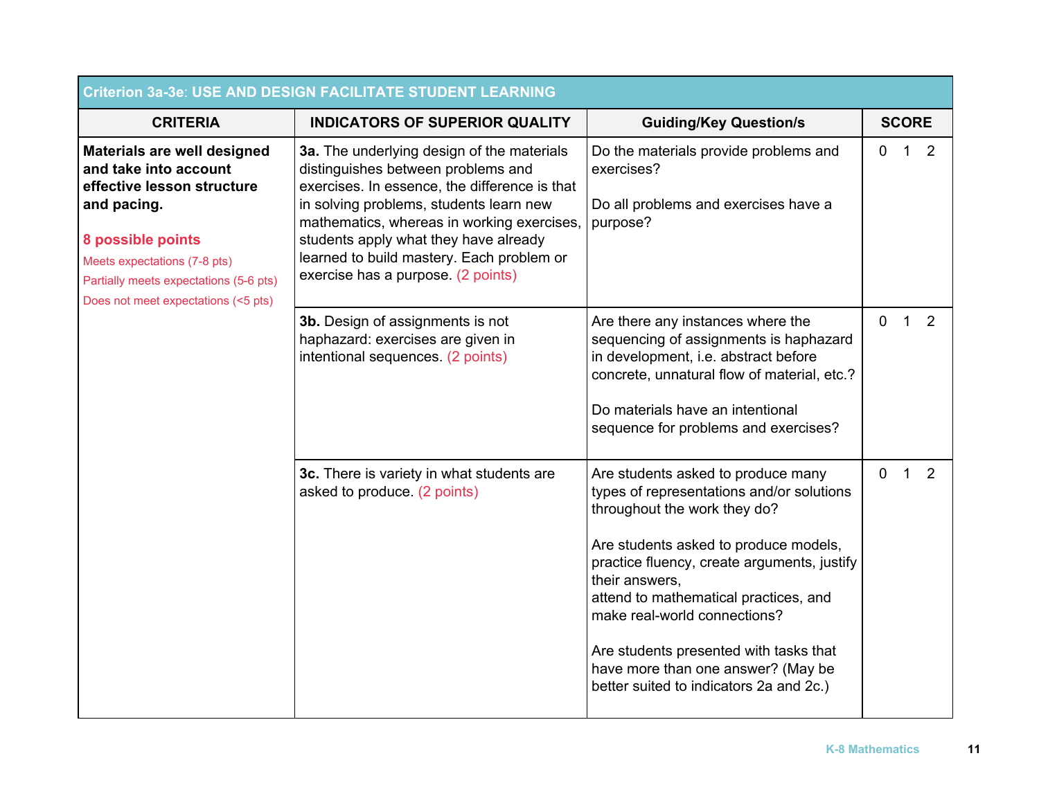| Criterion 3a-3e: USE AND DESIGN FACILITATE STUDENT LEARNING | | | |
|---|---|---|---|
| **CRITERIA** | **INDICATORS OF SUPERIOR QUALITY** | **Guiding/Key Question/s** | **SCORE** |
| **Materials are well designed and take into account effective lesson structure and pacing.**<br><br>**8 possible points**<br>Meets expectations (7-8 pts)<br>Partially meets expectations (5-6 pts)<br>Does not meet expectations (<5 pts) | **3a.** The underlying design of the materials distinguishes between problems and exercises. In essence, the difference is that in solving problems, students learn new mathematics, whereas in working exercises, students apply what they have already learned to build mastery. Each problem or exercise has a purpose. (2 points) | Do the materials provide problems and exercises?<br><br>Do all problems and exercises have a purpose? | 0 1 2 |
| | **3b.** Design of assignments is not haphazard: exercises are given in intentional sequences. (2 points) | Are there any instances where the sequencing of assignments is haphazard in development, i.e. abstract before concrete, unnatural flow of material, etc.?<br><br>Do materials have an intentional sequence for problems and exercises? | 0 1 2 |
| | **3c.** There is variety in what students are asked to produce. (2 points) | Are students asked to produce many types of representations and/or solutions throughout the work they do?<br><br>Are students asked to produce models, practice fluency, create arguments, justify their answers,<br>attend to mathematical practices, and make real-world connections?<br><br>Are students presented with tasks that have more than one answer? (May be better suited to indicators 2a and 2c.) | 0 1 2 |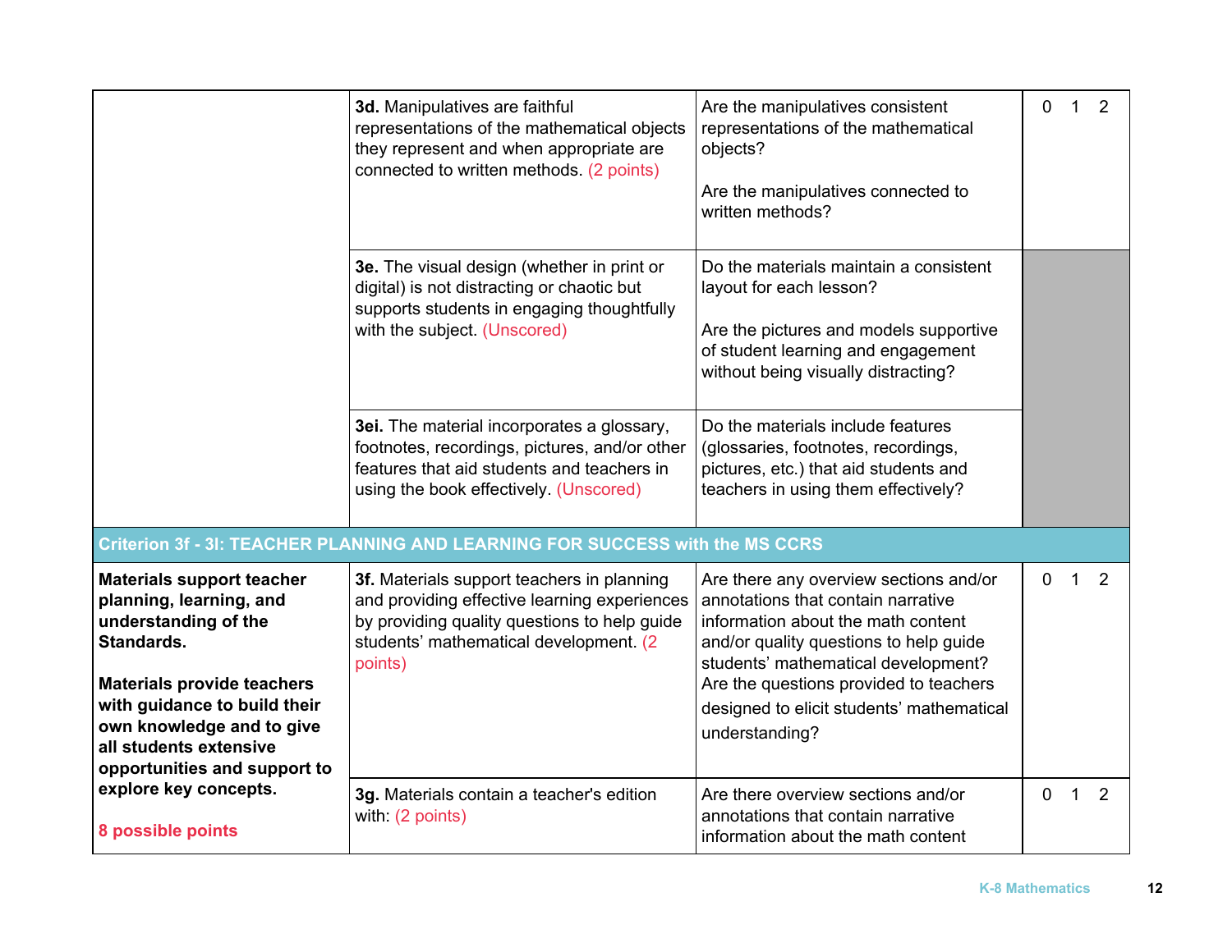| | | | |
|---|---|---|---|
| | **3d.** Manipulatives are faithful representations of the mathematical objects they represent and when appropriate are connected to written methods. (2 points) | Are the manipulatives consistent representations of the mathematical objects?<br><br>Are the manipulatives connected to written methods? | 0 1 2 |
| | **3e.** The visual design (whether in print or digital) is not distracting or chaotic but supports students in engaging thoughtfully with the subject. (Unscored) | Do the materials maintain a consistent layout for each lesson?<br><br>Are the pictures and models supportive of student learning and engagement without being visually distracting? | |
| | **3ei.** The material incorporates a glossary, footnotes, recordings, pictures, and/or other features that aid students and teachers in using the book effectively. (Unscored) | Do the materials include features (glossaries, footnotes, recordings, pictures, etc.) that aid students and teachers in using them effectively? | |
| **Criterion 3f - 3l: TEACHER PLANNING AND LEARNING FOR SUCCESS with the MS CCRS** | | | |
| **Materials support teacher planning, learning, and understanding of the Standards.**<br><br>**Materials provide teachers with guidance to build their own knowledge and to give all students extensive opportunities and support to explore key concepts.**<br><br>**8 possible points** | **3f.** Materials support teachers in planning and providing effective learning experiences by providing quality questions to help guide students' mathematical development. (2 points) | Are there any overview sections and/or annotations that contain narrative information about the math content and/or quality questions to help guide students' mathematical development? Are the questions provided to teachers designed to elicit students' mathematical understanding? | 0 1 2 |
| | **3g.** Materials contain a teacher's edition with: (2 points) | Are there overview sections and/or annotations that contain narrative information about the math content | 0 1 2 |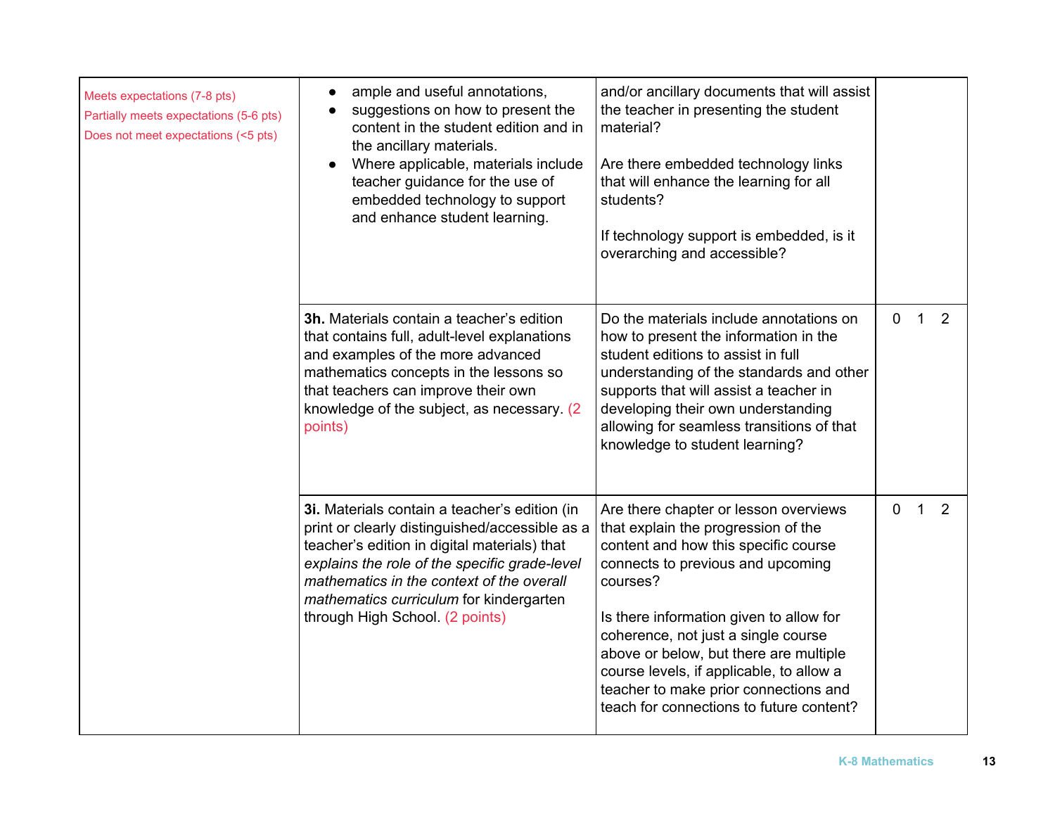| | | | |
|---|---|---|---|
| Meets expectations (7-8 pts)<br>Partially meets expectations (5-6 pts)<br>Does not meet expectations (<5 pts) | • ample and useful annotations,<br>• suggestions on how to present the content in the student edition and in the ancillary materials.<br>• Where applicable, materials include teacher guidance for the use of embedded technology to support and enhance student learning. | and/or ancillary documents that will assist the teacher in presenting the student material?<br><br>Are there embedded technology links that will enhance the learning for all students?<br><br>If technology support is embedded, is it overarching and accessible? | |
| | **3h.** Materials contain a teacher's edition that contains full, adult-level explanations and examples of the more advanced mathematics concepts in the lessons so that teachers can improve their own knowledge of the subject, as necessary. (2 points) | Do the materials include annotations on how to present the information in the student editions to assist in full understanding of the standards and other supports that will assist a teacher in developing their own understanding allowing for seamless transitions of that knowledge to student learning? | 0 1 2 |
| | **3i.** Materials contain a teacher's edition (in print or clearly distinguished/accessible as a teacher's edition in digital materials) that *explains the role of the specific grade-level mathematics in the context of the overall mathematics curriculum* for kindergarten through High School. (2 points) | Are there chapter or lesson overviews that explain the progression of the content and how this specific course connects to previous and upcoming courses?<br><br>Is there information given to allow for coherence, not just a single course above or below, but there are multiple course levels, if applicable, to allow a teacher to make prior connections and teach for connections to future content? | 0 1 2 |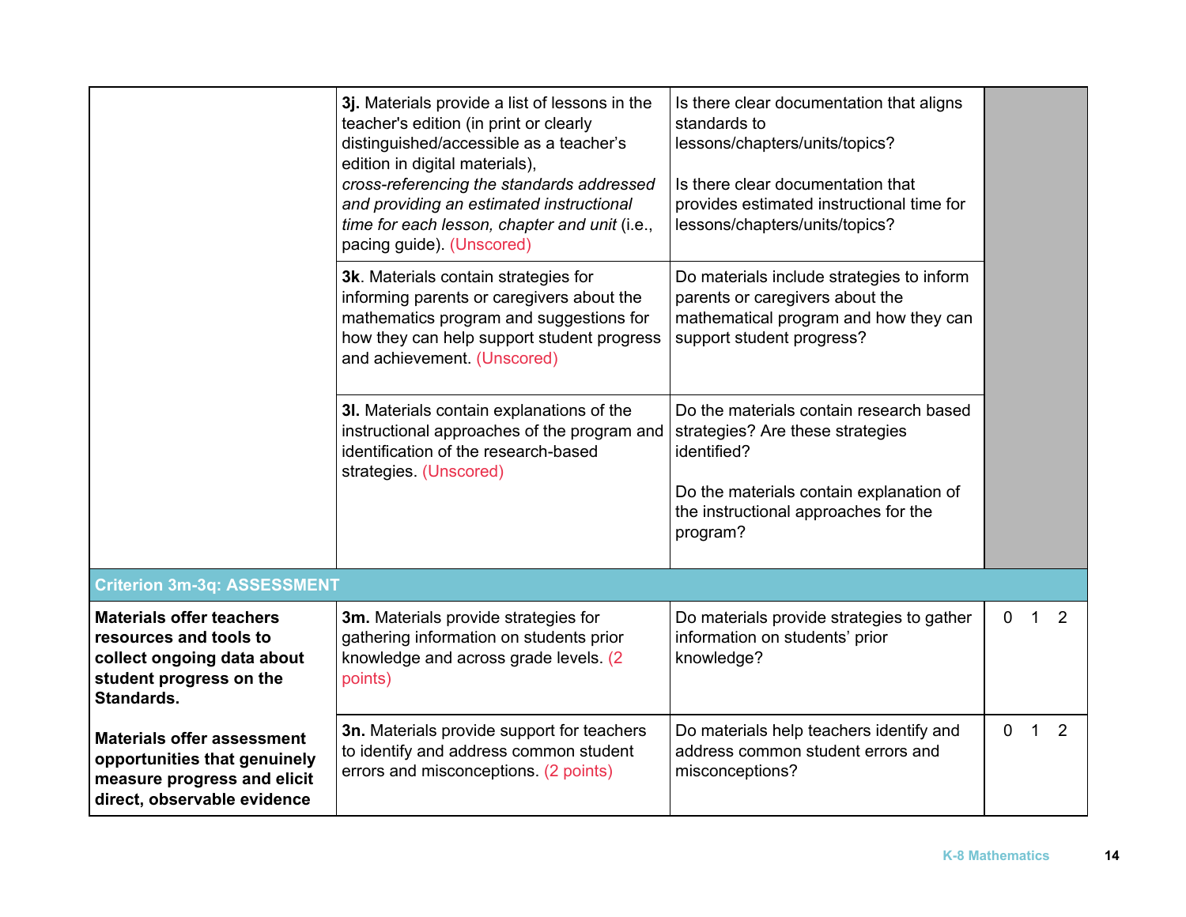| | | | |
|---|---|---|---|
| | **3j.** Materials provide a list of lessons in the teacher's edition (in print or clearly distinguished/accessible as a teacher's edition in digital materials), *cross-referencing the standards addressed and providing an estimated instructional time for each lesson, chapter and unit* (i.e., pacing guide). (Unscored) | Is there clear documentation that aligns standards to lessons/chapters/units/topics?<br><br>Is there clear documentation that provides estimated instructional time for lessons/chapters/units/topics? | |
| | **3k**. Materials contain strategies for informing parents or caregivers about the mathematics program and suggestions for how they can help support student progress and achievement. (Unscored) | Do materials include strategies to inform parents or caregivers about the mathematical program and how they can support student progress? | |
| | **3l.** Materials contain explanations of the instructional approaches of the program and identification of the research-based strategies. (Unscored) | Do the materials contain research based strategies? Are these strategies identified?<br><br>Do the materials contain explanation of the instructional approaches for the program? | |
| **Criterion 3m-3q: ASSESSMENT** | | | |
| **Materials offer teachers resources and tools to collect ongoing data about student progress on the Standards.**<br><br>**Materials offer assessment opportunities that genuinely measure progress and elicit direct, observable evidence** | **3m.** Materials provide strategies for gathering information on students prior knowledge and across grade levels. (2 points) | Do materials provide strategies to gather information on students' prior knowledge? | 0 1 2 |
| | **3n.** Materials provide support for teachers to identify and address common student errors and misconceptions. (2 points) | Do materials help teachers identify and address common student errors and misconceptions? | 0 1 2 |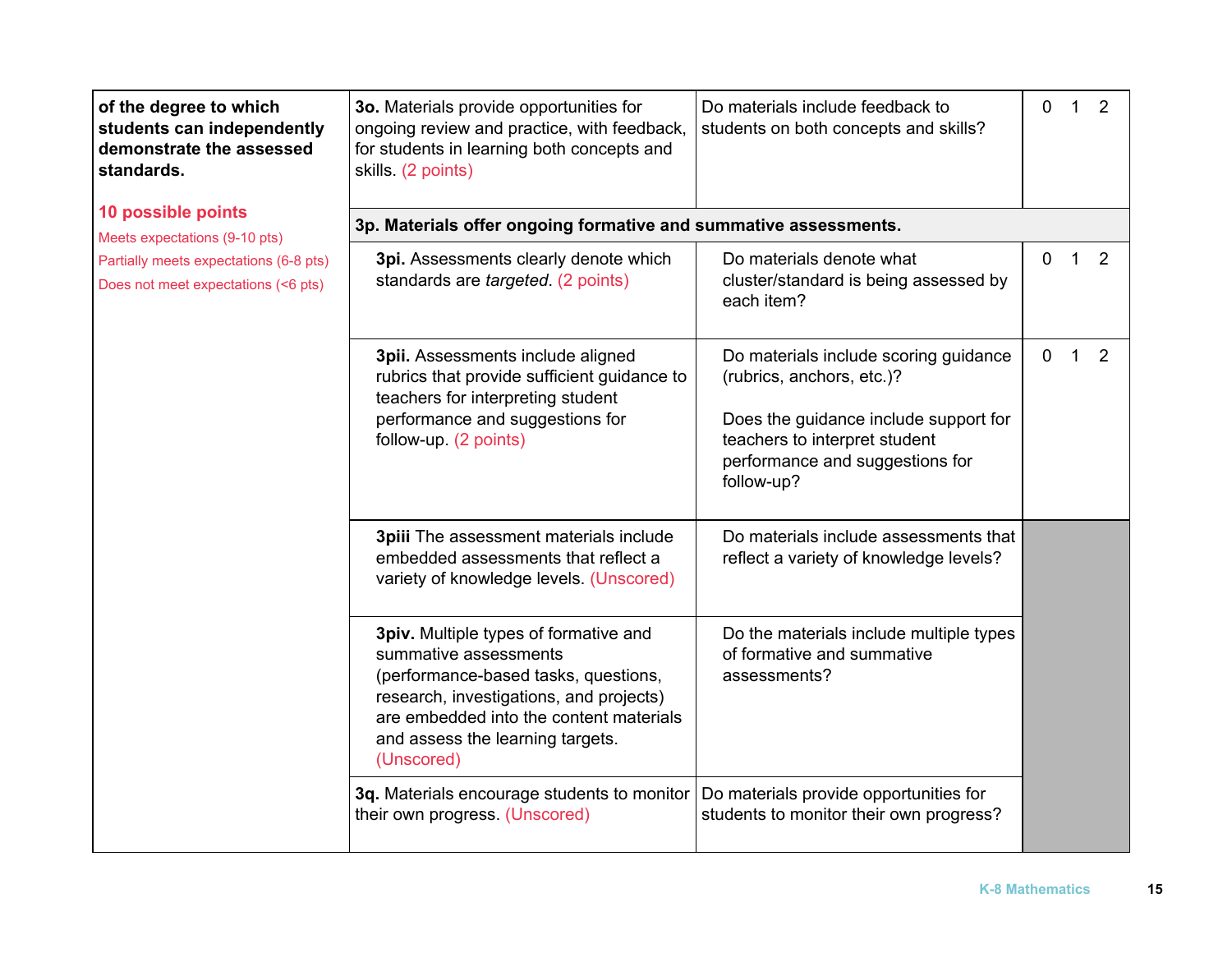| | | | |
|---|---|---|---|
| **of the degree to which students can independently demonstrate the assessed standards.**<br><br>**10 possible points**<br>Meets expectations (9-10 pts)<br>Partially meets expectations (6-8 pts)<br>Does not meet expectations (<6 pts) | **3o.** Materials provide opportunities for ongoing review and practice, with feedback, for students in learning both concepts and skills. (2 points) | Do materials include feedback to students on both concepts and skills? | 0 1 2 |
| | **3p. Materials offer ongoing formative and summative assessments.** | | |
| | **3pi.** Assessments clearly denote which standards are *targeted*. (2 points) | Do materials denote what cluster/standard is being assessed by each item? | 0 1 2 |
| | **3pii.** Assessments include aligned rubrics that provide sufficient guidance to teachers for interpreting student performance and suggestions for follow-up. (2 points) | Do materials include scoring guidance (rubrics, anchors, etc.)?<br><br>Does the guidance include support for teachers to interpret student performance and suggestions for follow-up? | 0 1 2 |
| | **3piii** The assessment materials include embedded assessments that reflect a variety of knowledge levels. (Unscored) | Do materials include assessments that reflect a variety of knowledge levels? | |
| | **3piv.** Multiple types of formative and summative assessments (performance-based tasks, questions, research, investigations, and projects) are embedded into the content materials and assess the learning targets. (Unscored) | Do the materials include multiple types of formative and summative assessments? | |
| | **3q.** Materials encourage students to monitor their own progress. (Unscored) | Do materials provide opportunities for students to monitor their own progress? | |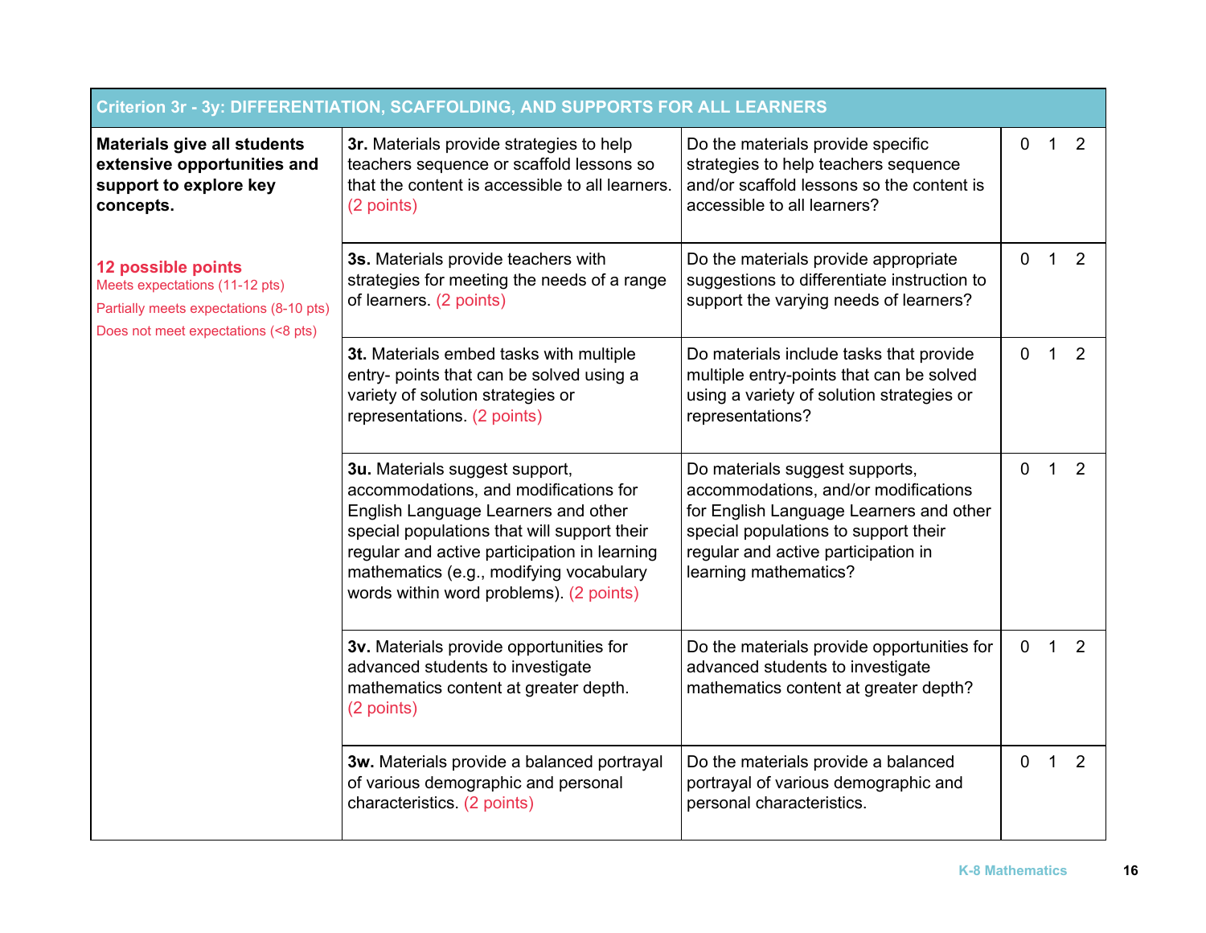| Criterion 3r - 3y: DIFFERENTIATION, SCAFFOLDING, AND SUPPORTS FOR ALL LEARNERS | | | |
|---|---|---|---|
| **Materials give all students extensive opportunities and support to explore key concepts.**<br><br>**12 possible points**<br>Meets expectations (11-12 pts)<br>Partially meets expectations (8-10 pts)<br>Does not meet expectations (<8 pts) | **3r.** Materials provide strategies to help teachers sequence or scaffold lessons so that the content is accessible to all learners. (2 points) | Do the materials provide specific strategies to help teachers sequence and/or scaffold lessons so the content is accessible to all learners? | 0 1 2 |
| | **3s.** Materials provide teachers with strategies for meeting the needs of a range of learners. (2 points) | Do the materials provide appropriate suggestions to differentiate instruction to support the varying needs of learners? | 0 1 2 |
| | **3t.** Materials embed tasks with multiple entry- points that can be solved using a variety of solution strategies or representations. (2 points) | Do materials include tasks that provide multiple entry-points that can be solved using a variety of solution strategies or representations? | 0 1 2 |
| | **3u.** Materials suggest support, accommodations, and modifications for English Language Learners and other special populations that will support their regular and active participation in learning mathematics (e.g., modifying vocabulary words within word problems). (2 points) | Do materials suggest supports, accommodations, and/or modifications for English Language Learners and other special populations to support their regular and active participation in learning mathematics? | 0 1 2 |
| | **3v.** Materials provide opportunities for advanced students to investigate mathematics content at greater depth. (2 points) | Do the materials provide opportunities for advanced students to investigate mathematics content at greater depth? | 0 1 2 |
| | **3w.** Materials provide a balanced portrayal of various demographic and personal characteristics. (2 points) | Do the materials provide a balanced portrayal of various demographic and personal characteristics. | 0 1 2 |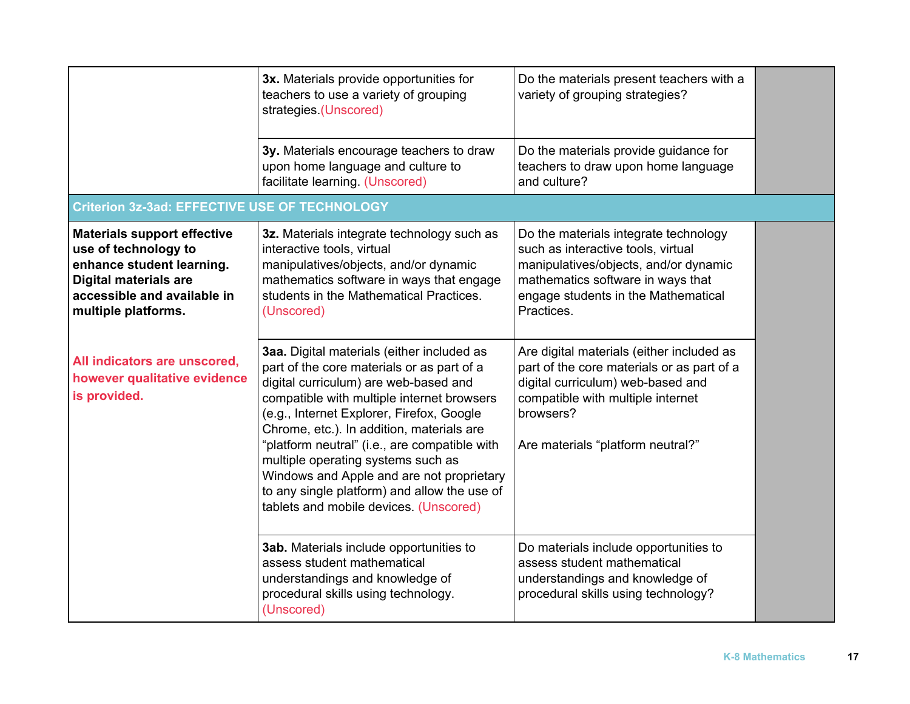| | | | |
|---|---|---|---|
| | **3x.** Materials provide opportunities for teachers to use a variety of grouping strategies.(Unscored) | Do the materials present teachers with a variety of grouping strategies? | |
| | **3y.** Materials encourage teachers to draw upon home language and culture to facilitate learning. (Unscored) | Do the materials provide guidance for teachers to draw upon home language and culture? | |
| **Criterion 3z-3ad: EFFECTIVE USE OF TECHNOLOGY** | | | |
| **Materials support effective use of technology to enhance student learning. Digital materials are accessible and available in multiple platforms.** **All indicators are unscored, however qualitative evidence is provided.** | **3z.** Materials integrate technology such as interactive tools, virtual manipulatives/objects, and/or dynamic mathematics software in ways that engage students in the Mathematical Practices. (Unscored) | Do the materials integrate technology such as interactive tools, virtual manipulatives/objects, and/or dynamic mathematics software in ways that engage students in the Mathematical Practices. | |
| | **3aa.** Digital materials (either included as part of the core materials or as part of a digital curriculum) are web-based and compatible with multiple internet browsers (e.g., Internet Explorer, Firefox, Google Chrome, etc.). In addition, materials are "platform neutral" (i.e., are compatible with multiple operating systems such as Windows and Apple and are not proprietary to any single platform) and allow the use of tablets and mobile devices. (Unscored) | Are digital materials (either included as part of the core materials or as part of a digital curriculum) web-based and compatible with multiple internet browsers? Are materials "platform neutral?" | |
| | **3ab.** Materials include opportunities to assess student mathematical understandings and knowledge of procedural skills using technology. (Unscored) | Do materials include opportunities to assess student mathematical understandings and knowledge of procedural skills using technology? | |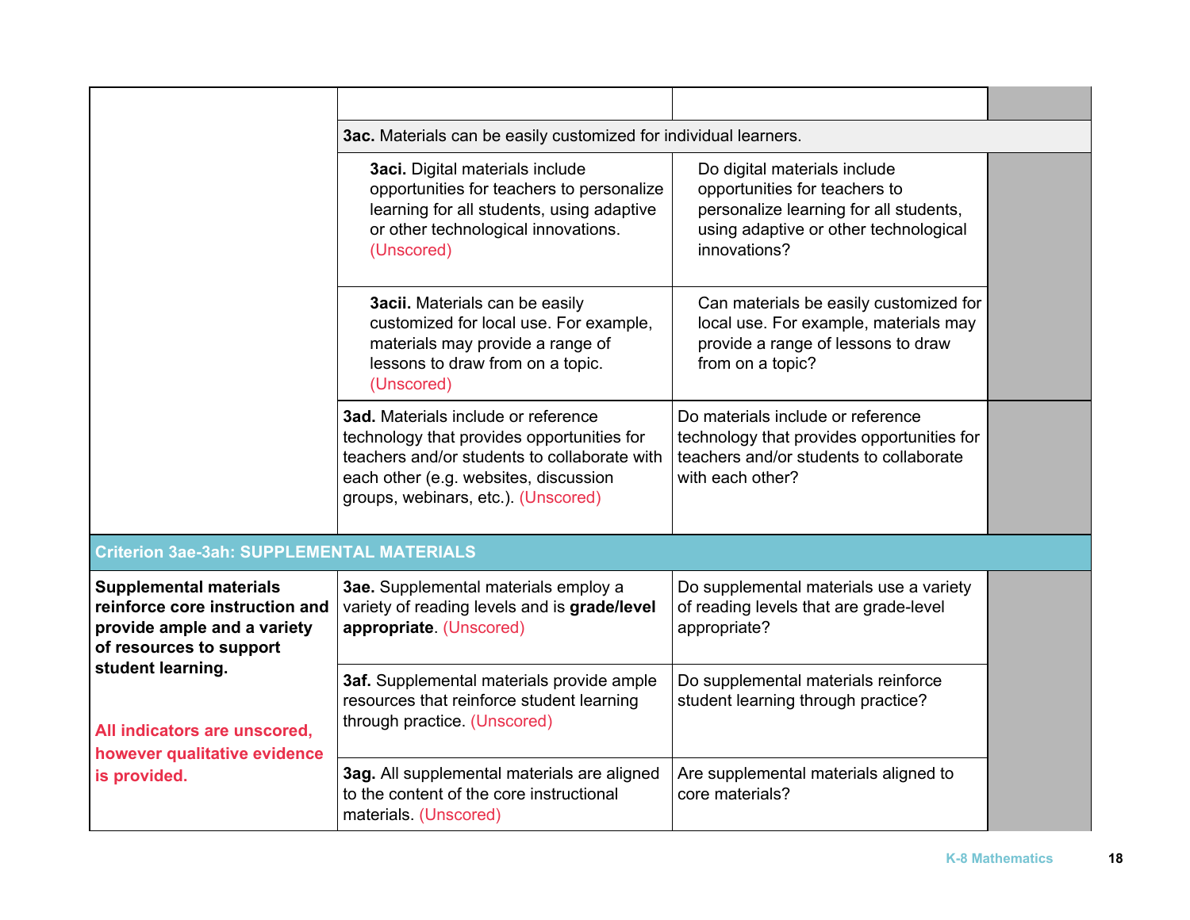| | | | |
|---|---|---|---|
| | | | |
| | **3ac.** Materials can be easily customized for individual learners. | | |
| | **3aci.** Digital materials include opportunities for teachers to personalize learning for all students, using adaptive or other technological innovations. (Unscored) | Do digital materials include opportunities for teachers to personalize learning for all students, using adaptive or other technological innovations? | |
| | **3acii.** Materials can be easily customized for local use. For example, materials may provide a range of lessons to draw from on a topic. (Unscored) | Can materials be easily customized for local use. For example, materials may provide a range of lessons to draw from on a topic? | |
| | **3ad.** Materials include or reference technology that provides opportunities for teachers and/or students to collaborate with each other (e.g. websites, discussion groups, webinars, etc.). (Unscored) | Do materials include or reference technology that provides opportunities for teachers and/or students to collaborate with each other? | |
| **Criterion 3ae-3ah: SUPPLEMENTAL MATERIALS** | | | |
| **Supplemental materials reinforce core instruction and provide ample and a variety of resources to support student learning.**<br><br>**All indicators are unscored, however qualitative evidence is provided.** | **3ae.** Supplemental materials employ a variety of reading levels and is **grade/level appropriate**. (Unscored) | Do supplemental materials use a variety of reading levels that are grade-level appropriate? | |
| | **3af.** Supplemental materials provide ample resources that reinforce student learning through practice. (Unscored) | Do supplemental materials reinforce student learning through practice? | |
| | **3ag.** All supplemental materials are aligned to the content of the core instructional materials. (Unscored) | Are supplemental materials aligned to core materials? | |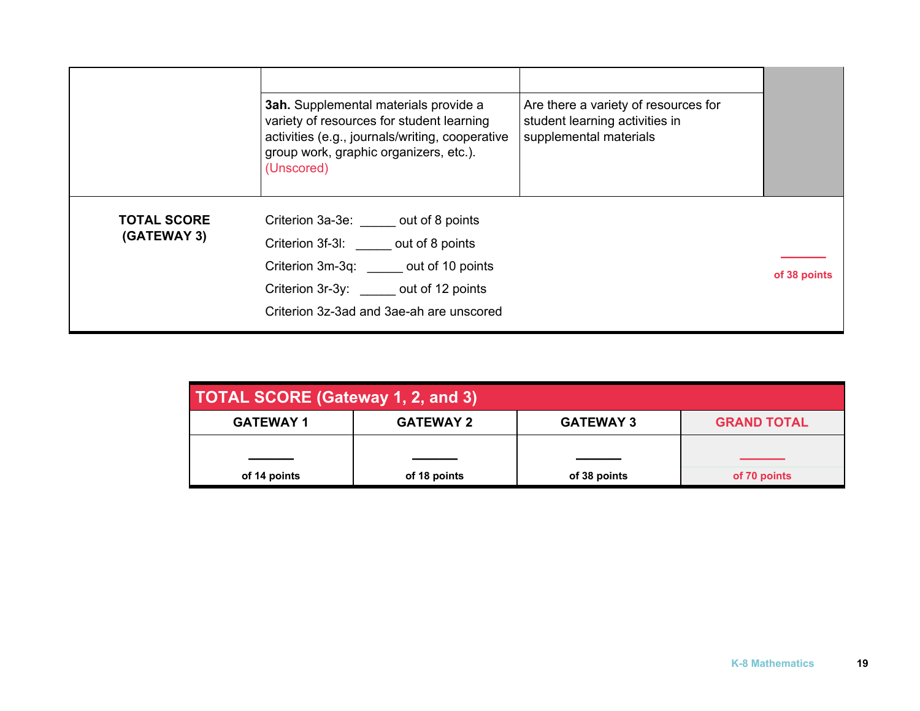| | | | |
|---|---|---|---|
| | | | |
| | **3ah.** Supplemental materials provide a variety of resources for student learning activities (e.g., journals/writing, cooperative group work, graphic organizers, etc.). (Unscored) | Are there a variety of resources for student learning activities in supplemental materials | |
| **TOTAL SCORE (GATEWAY 3)** | Criterion 3a-3e: _____ out of 8 points<br>Criterion 3f-3l: _____ out of 8 points<br>Criterion 3m-3q: _____ out of 10 points<br>Criterion 3r-3y: _____ out of 12 points<br>Criterion 3z-3ad and 3ae-ah are unscored | | _____ of 38 points |

| TOTAL SCORE (Gateway 1, 2, and 3) | | | |
|---|---|---|---|
| **GATEWAY 1** | **GATEWAY 2** | **GATEWAY 3** | **GRAND TOTAL** |
| _____ of 14 points | _____ of 18 points | _____ of 38 points | _____ of 70 points |